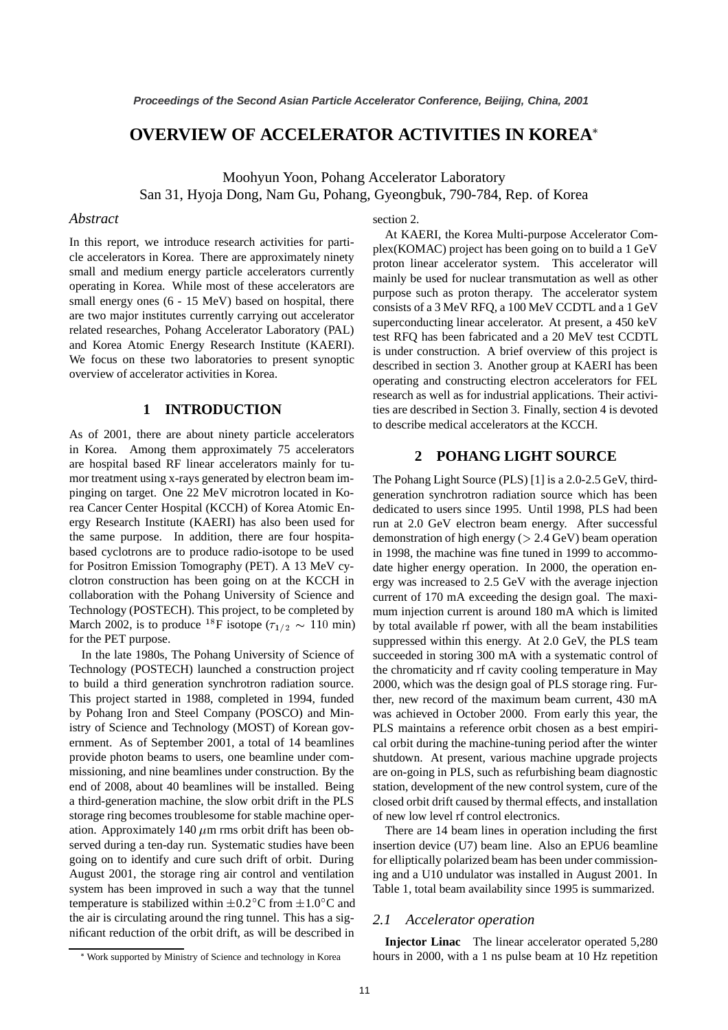# OVERVIEW OF ACCELERATOR ACTIVITIES IN KOREA*

Moohyun Yoon, Pohang Accelerator Laboratory
San 31, Hyoja Dong, Nam Gu, Pohang, Gyeongbuk, 790-784, Rep. of Korea

## *Abstract*

In this report, we introduce research activities for particle accelerators in Korea. There are approximately ninety small and medium energy particle accelerators currently operating in Korea. While most of these accelerators are small energy ones (6 - 15 MeV) based on hospital, there are two major institutes currently carrying out accelerator related researches, Pohang Accelerator Laboratory (PAL) and Korea Atomic Energy Research Institute (KAERI). We focus on these two laboratories to present synoptic overview of accelerator activities in Korea.

## 1 INTRODUCTION

As of 2001, there are about ninety particle accelerators in Korea. Among them approximately 75 accelerators are hospital based RF linear accelerators mainly for tumor treatment using x-rays generated by electron beam impinging on target. One 22 MeV microtron located in Korea Cancer Center Hospital (KCCH) of Korea Atomic Energy Research Institute (KAERI) has also been used for the same purpose. In addition, there are four hospita-based cyclotrons are to produce radio-isotope to be used for Positron Emission Tomography (PET). A 13 MeV cyclotron construction has been going on at the KCCH in collaboration with the Pohang University of Science and Technology (POSTECH). This project, to be completed by March 2002, is to produce $^{18}$F isotope ($\tau_{1/2} \sim 110$ min) for the PET purpose.

In the late 1980s, The Pohang University of Science of Technology (POSTECH) launched a construction project to build a third generation synchrotron radiation source. This project started in 1988, completed in 1994, funded by Pohang Iron and Steel Company (POSCO) and Ministry of Science and Technology (MOST) of Korean government. As of September 2001, a total of 14 beamlines provide photon beams to users, one beamline under commissioning, and nine beamlines under construction. By the end of 2008, about 40 beamlines will be installed. Being a third-generation machine, the slow orbit drift in the PLS storage ring becomes troublesome for stable machine operation. Approximately 140 $\mu$m rms orbit drift has been observed during a ten-day run. Systematic studies have been going on to identify and cure such drift of orbit. During August 2001, the storage ring air control and ventilation system has been improved in such a way that the tunnel temperature is stabilized within $\pm 0.2^\circ$C from $\pm 1.0^\circ$C and the air is circulating around the ring tunnel. This has a significant reduction of the orbit drift, as will be described in section 2.

At KAERI, the Korea Multi-purpose Accelerator Complex(KOMAC) project has been going on to build a 1 GeV proton linear accelerator system. This accelerator will mainly be used for nuclear transmutation as well as other purpose such as proton therapy. The accelerator system consists of a 3 MeV RFQ, a 100 MeV CCDTL and a 1 GeV superconducting linear accelerator. At present, a 450 keV test RFQ has been fabricated and a 20 MeV test CCDTL is under construction. A brief overview of this project is described in section 3. Another group at KAERI has been operating and constructing electron accelerators for FEL research as well as for industrial applications. Their activities are described in Section 3. Finally, section 4 is devoted to describe medical accelerators at the KCCH.

## 2 POHANG LIGHT SOURCE

The Pohang Light Source (PLS) [1] is a 2.0-2.5 GeV, third-generation synchrotron radiation source which has been dedicated to users since 1995. Until 1998, PLS had been run at 2.0 GeV electron beam energy. After successful demonstration of high energy ($>$ 2.4 GeV) beam operation in 1998, the machine was fine tuned in 1999 to accommodate higher energy operation. In 2000, the operation energy was increased to 2.5 GeV with the average injection current of 170 mA exceeding the design goal. The maximum injection current is around 180 mA which is limited by total available rf power, with all the beam instabilities suppressed within this energy. At 2.0 GeV, the PLS team succeeded in storing 300 mA with a systematic control of the chromaticity and rf cavity cooling temperature in May 2000, which was the design goal of PLS storage ring. Further, new record of the maximum beam current, 430 mA was achieved in October 2000. From early this year, the PLS maintains a reference orbit chosen as a best empirical orbit during the machine-tuning period after the winter shutdown. At present, various machine upgrade projects are on-going in PLS, such as refurbishing beam diagnostic station, development of the new control system, cure of the closed orbit drift caused by thermal effects, and installation of new low level rf control electronics.

There are 14 beam lines in operation including the first insertion device (U7) beam line. Also an EPU6 beamline for elliptically polarized beam has been under commissioning and a U10 undulator was installed in August 2001. In Table 1, total beam availability since 1995 is summarized.

### *2.1 Accelerator operation*

**Injector Linac** The linear accelerator operated 5,280 hours in 2000, with a 1 ns pulse beam at 10 Hz repetition

* Work supported by Ministry of Science and technology in Korea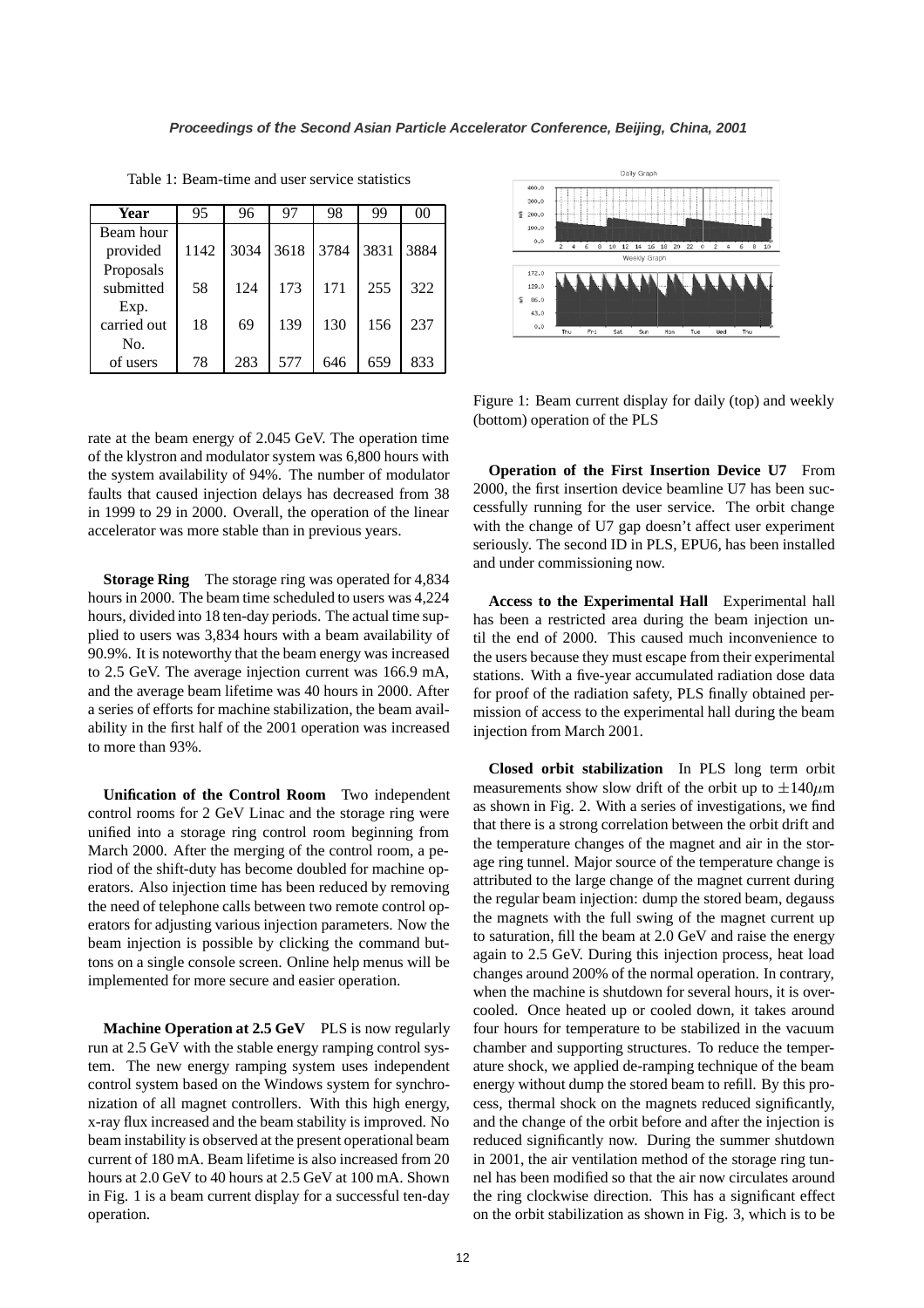Table 1: Beam-time and user service statistics

| Year | 95 | 96 | 97 | 98 | 99 | 00 |
|---|---|---|---|---|---|---|
| Beam hour provided | 1142 | 3034 | 3618 | 3784 | 3831 | 3884 |
| Proposals submitted | 58 | 124 | 173 | 171 | 255 | 322 |
| Exp. carried out | 18 | 69 | 139 | 130 | 156 | 237 |
| No. of users | 78 | 283 | 577 | 646 | 659 | 833 |

rate at the beam energy of 2.045 GeV. The operation time of the klystron and modulator system was 6,800 hours with the system availability of 94%. The number of modulator faults that caused injection delays has decreased from 38 in 1999 to 29 in 2000. Overall, the operation of the linear accelerator was more stable than in previous years.

**Storage Ring** The storage ring was operated for 4,834 hours in 2000. The beam time scheduled to users was 4,224 hours, divided into 18 ten-day periods. The actual time supplied to users was 3,834 hours with a beam availability of 90.9%. It is noteworthy that the beam energy was increased to 2.5 GeV. The average injection current was 166.9 mA, and the average beam lifetime was 40 hours in 2000. After a series of efforts for machine stabilization, the beam availability in the first half of the 2001 operation was increased to more than 93%.

**Unification of the Control Room** Two independent control rooms for 2 GeV Linac and the storage ring were unified into a storage ring control room beginning from March 2000. After the merging of the control room, a period of the shift-duty has become doubled for machine operators. Also injection time has been reduced by removing the need of telephone calls between two remote control operators for adjusting various injection parameters. Now the beam injection is possible by clicking the command buttons on a single console screen. Online help menus will be implemented for more secure and easier operation.

**Machine Operation at 2.5 GeV** PLS is now regularly run at 2.5 GeV with the stable energy ramping control system. The new energy ramping system uses independent control system based on the Windows system for synchronization of all magnet controllers. With this high energy, x-ray flux increased and the beam stability is improved. No beam instability is observed at the present operational beam current of 180 mA. Beam lifetime is also increased from 20 hours at 2.0 GeV to 40 hours at 2.5 GeV at 100 mA. Shown in Fig. 1 is a beam current display for a successful ten-day operation.

Figure 1: Beam current display for daily (top) and weekly (bottom) operation of the PLS

**Operation of the First Insertion Device U7** From 2000, the first insertion device beamline U7 has been successfully running for the user service. The orbit change with the change of U7 gap doesn't affect user experiment seriously. The second ID in PLS, EPU6, has been installed and under commissioning now.

**Access to the Experimental Hall** Experimental hall has been a restricted area during the beam injection until the end of 2000. This caused much inconvenience to the users because they must escape from their experimental stations. With a five-year accumulated radiation dose data for proof of the radiation safety, PLS finally obtained permission of access to the experimental hall during the beam injection from March 2001.

**Closed orbit stabilization** In PLS long term orbit measurements show slow drift of the orbit up to $\pm 140\mu$m as shown in Fig. 2. With a series of investigations, we find that there is a strong correlation between the orbit drift and the temperature changes of the magnet and air in the storage ring tunnel. Major source of the temperature change is attributed to the large change of the magnet current during the regular beam injection: dump the stored beam, degauss the magnets with the full swing of the magnet current up to saturation, fill the beam at 2.0 GeV and raise the energy again to 2.5 GeV. During this injection process, heat load changes around 200% of the normal operation. In contrary, when the machine is shutdown for several hours, it is overcooled. Once heated up or cooled down, it takes around four hours for temperature to be stabilized in the vacuum chamber and supporting structures. To reduce the temperature shock, we applied de-ramping technique of the beam energy without dump the stored beam to refill. By this process, thermal shock on the magnets reduced significantly, and the change of the orbit before and after the injection is reduced significantly now. During the summer shutdown in 2001, the air ventilation method of the storage ring tunnel has been modified so that the air now circulates around the ring clockwise direction. This has a significant effect on the orbit stabilization as shown in Fig. 3, which is to be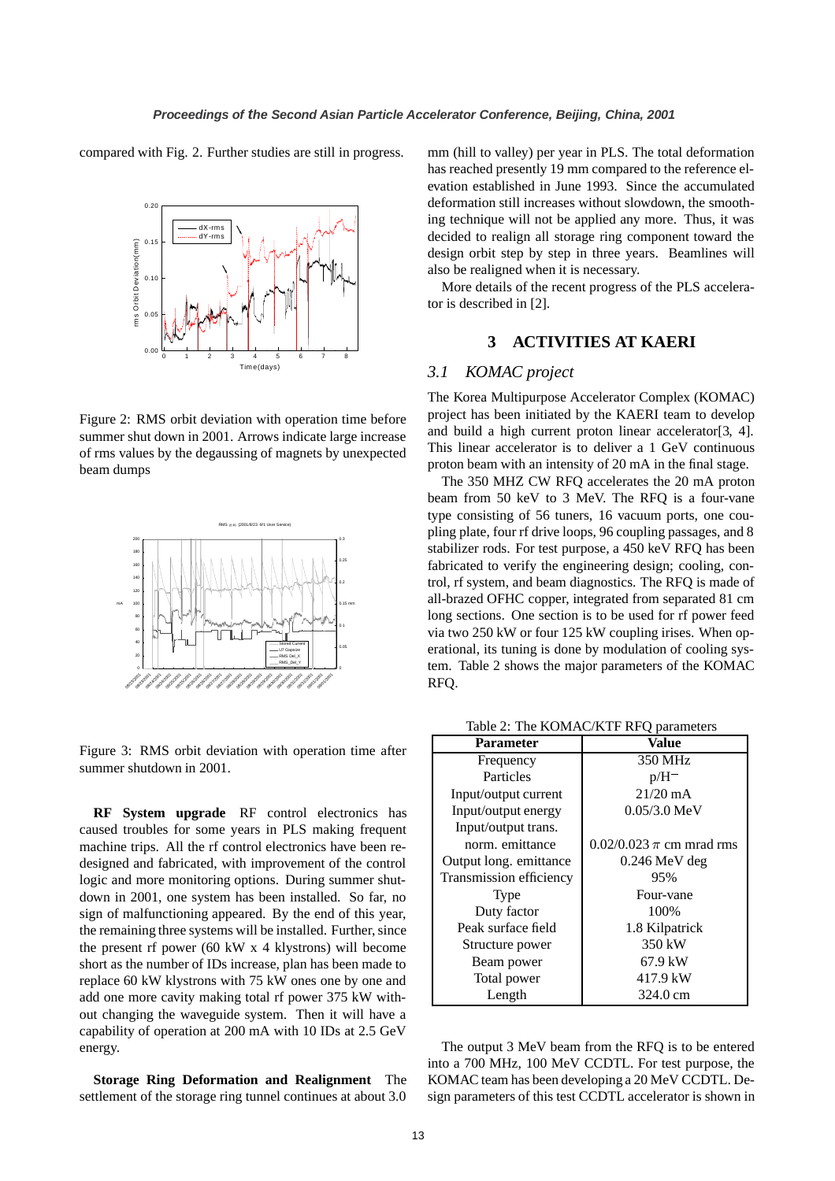compared with Fig. 2. Further studies are still in progress.

Figure 2: RMS orbit deviation with operation time before summer shut down in 2001. Arrows indicate large increase of rms values by the degaussing of magnets by unexpected beam dumps

Figure 3: RMS orbit deviation with operation time after summer shutdown in 2001.

**RF System upgrade** RF control electronics has caused troubles for some years in PLS making frequent machine trips. All the rf control electronics have been redesigned and fabricated, with improvement of the control logic and more monitoring options. During summer shutdown in 2001, one system has been installed. So far, no sign of malfunctioning appeared. By the end of this year, the remaining three systems will be installed. Further, since the present rf power (60 kW x 4 klystrons) will become short as the number of IDs increase, plan has been made to replace 60 kW klystrons with 75 kW ones one by one and add one more cavity making total rf power 375 kW without changing the waveguide system. Then it will have a capability of operation at 200 mA with 10 IDs at 2.5 GeV energy.

**Storage Ring Deformation and Realignment** The settlement of the storage ring tunnel continues at about 3.0 mm (hill to valley) per year in PLS. The total deformation has reached presently 19 mm compared to the reference elevation established in June 1993. Since the accumulated deformation still increases without slowdown, the smoothing technique will not be applied any more. Thus, it was decided to realign all storage ring component toward the design orbit step by step in three years. Beamlines will also be realigned when it is necessary.

More details of the recent progress of the PLS accelerator is described in [2].

## 3 ACTIVITIES AT KAERI

### 3.1 KOMAC project

The Korea Multipurpose Accelerator Complex (KOMAC) project has been initiated by the KAERI team to develop and build a high current proton linear accelerator[3, 4]. This linear accelerator is to deliver a 1 GeV continuous proton beam with an intensity of 20 mA in the final stage.

The 350 MHZ CW RFQ accelerates the 20 mA proton beam from 50 keV to 3 MeV. The RFQ is a four-vane type consisting of 56 tuners, 16 vacuum ports, one coupling plate, four rf drive loops, 96 coupling passages, and 8 stabilizer rods. For test purpose, a 450 keV RFQ has been fabricated to verify the engineering design; cooling, control, rf system, and beam diagnostics. The RFQ is made of all-brazed OFHC copper, integrated from separated 81 cm long sections. One section is to be used for rf power feed via two 250 kW or four 125 kW coupling irises. When operational, its tuning is done by modulation of cooling system. Table 2 shows the major parameters of the KOMAC RFQ.

Table 2: The KOMAC/KTF RFQ parameters

| Parameter | Value |
|---|---|
| Frequency | 350 MHz |
| Particles | p/H$^-$ |
| Input/output current | 21/20 mA |
| Input/output energy | 0.05/3.0 MeV |
| Input/output trans. norm. emittance | 0.02/0.023 $\pi$ cm mrad rms |
| Output long. emittance | 0.246 MeV deg |
| Transmission efficiency | 95% |
| Type | Four-vane |
| Duty factor | 100% |
| Peak surface field | 1.8 Kilpatrick |
| Structure power | 350 kW |
| Beam power | 67.9 kW |
| Total power | 417.9 kW |
| Length | 324.0 cm |

The output 3 MeV beam from the RFQ is to be entered into a 700 MHz, 100 MeV CCDTL. For test purpose, the KOMAC team has been developing a 20 MeV CCDTL. Design parameters of this test CCDTL accelerator is shown in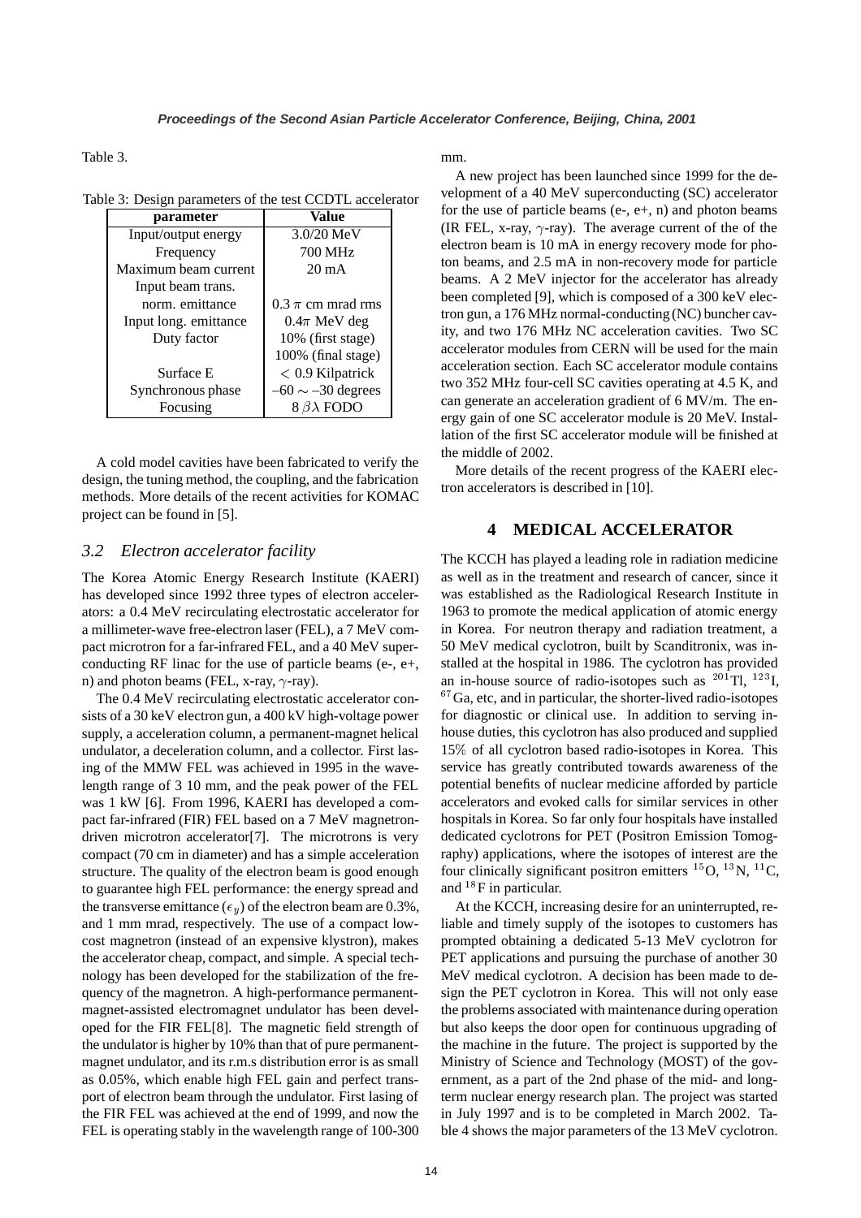Table 3.

Table 3: Design parameters of the test CCDTL accelerator

| parameter | Value |
|---|---|
| Input/output energy | 3.0/20 MeV |
| Frequency | 700 MHz |
| Maximum beam current | 20 mA |
| Input beam trans. norm. emittance | $0.3\,\pi$ cm mrad rms |
| Input long. emittance | $0.4\pi$ MeV deg |
| Duty factor | 10% (first stage) 100% (final stage) |
| Surface E | $<$ 0.9 Kilpatrick |
| Synchronous phase | $-60 \sim -30$ degrees |
| Focusing | $8\,\beta\lambda$ FODO |

A cold model cavities have been fabricated to verify the design, the tuning method, the coupling, and the fabrication methods. More details of the recent activities for KOMAC project can be found in [5].

### 3.2 Electron accelerator facility

The Korea Atomic Energy Research Institute (KAERI) has developed since 1992 three types of electron accelerators: a 0.4 MeV recirculating electrostatic accelerator for a millimeter-wave free-electron laser (FEL), a 7 MeV compact microtron for a far-infrared FEL, and a 40 MeV superconducting RF linac for the use of particle beams (e-, e+, n) and photon beams (FEL, x-ray, $\gamma$-ray).

The 0.4 MeV recirculating electrostatic accelerator consists of a 30 keV electron gun, a 400 kV high-voltage power supply, a acceleration column, a permanent-magnet helical undulator, a deceleration column, and a collector. First lasing of the MMW FEL was achieved in 1995 in the wavelength range of 3 10 mm, and the peak power of the FEL was 1 kW [6]. From 1996, KAERI has developed a compact far-infrared (FIR) FEL based on a 7 MeV magnetron-driven microtron accelerator[7]. The microtrons is very compact (70 cm in diameter) and has a simple acceleration structure. The quality of the electron beam is good enough to guarantee high FEL performance: the energy spread and the transverse emittance ($\epsilon_y$) of the electron beam are 0.3%, and 1 mm mrad, respectively. The use of a compact low-cost magnetron (instead of an expensive klystron), makes the accelerator cheap, compact, and simple. A special technology has been developed for the stabilization of the frequency of the magnetron. A high-performance permanent-magnet-assisted electromagnet undulator has been developed for the FIR FEL[8]. The magnetic field strength of the undulator is higher by 10% than that of pure permanent-magnet undulator, and its r.m.s distribution error is as small as 0.05%, which enable high FEL gain and perfect transport of electron beam through the undulator. First lasing of the FIR FEL was achieved at the end of 1999, and now the FEL is operating stably in the wavelength range of 100-300 mm.

A new project has been launched since 1999 for the development of a 40 MeV superconducting (SC) accelerator for the use of particle beams (e-, e+, n) and photon beams (IR FEL, x-ray, $\gamma$-ray). The average current of the of the electron beam is 10 mA in energy recovery mode for photon beams, and 2.5 mA in non-recovery mode for particle beams. A 2 MeV injector for the accelerator has already been completed [9], which is composed of a 300 keV electron gun, a 176 MHz normal-conducting (NC) buncher cavity, and two 176 MHz NC acceleration cavities. Two SC accelerator modules from CERN will be used for the main acceleration section. Each SC accelerator module contains two 352 MHz four-cell SC cavities operating at 4.5 K, and can generate an acceleration gradient of 6 MV/m. The energy gain of one SC accelerator module is 20 MeV. Installation of the first SC accelerator module will be finished at the middle of 2002.

More details of the recent progress of the KAERI electron accelerators is described in [10].

## 4 MEDICAL ACCELERATOR

The KCCH has played a leading role in radiation medicine as well as in the treatment and research of cancer, since it was established as the Radiological Research Institute in 1963 to promote the medical application of atomic energy in Korea. For neutron therapy and radiation treatment, a 50 MeV medical cyclotron, built by Scanditronix, was installed at the hospital in 1986. The cyclotron has provided an in-house source of radio-isotopes such as $^{201}$Tl, $^{123}$I, $^{67}$Ga, etc, and in particular, the shorter-lived radio-isotopes for diagnostic or clinical use. In addition to serving in-house duties, this cyclotron has also produced and supplied 15% of all cyclotron based radio-isotopes in Korea. This service has greatly contributed towards awareness of the potential benefits of nuclear medicine afforded by particle accelerators and evoked calls for similar services in other hospitals in Korea. So far only four hospitals have installed dedicated cyclotrons for PET (Positron Emission Tomography) applications, where the isotopes of interest are the four clinically significant positron emitters $^{15}$O, $^{13}$N, $^{11}$C, and $^{18}$F in particular.

At the KCCH, increasing desire for an uninterrupted, reliable and timely supply of the isotopes to customers has prompted obtaining a dedicated 5-13 MeV cyclotron for PET applications and pursuing the purchase of another 30 MeV medical cyclotron. A decision has been made to design the PET cyclotron in Korea. This will not only ease the problems associated with maintenance during operation but also keeps the door open for continuous upgrading of the machine in the future. The project is supported by the Ministry of Science and Technology (MOST) of the government, as a part of the 2nd phase of the mid- and long-term nuclear energy research plan. The project was started in July 1997 and is to be completed in March 2002. Table 4 shows the major parameters of the 13 MeV cyclotron.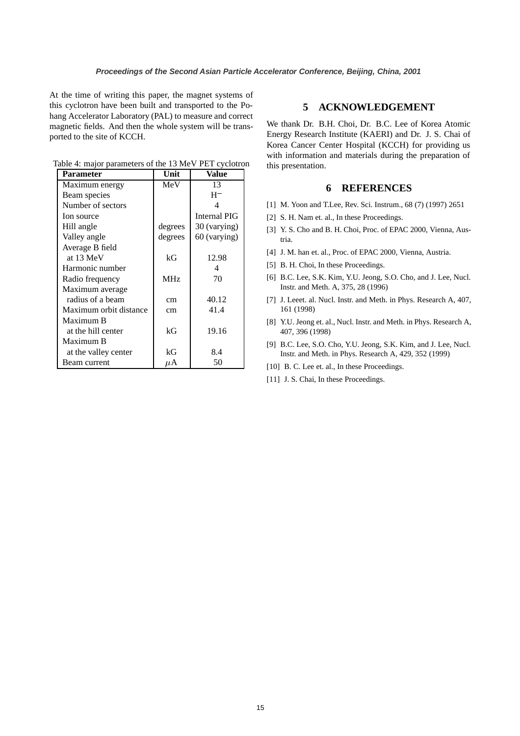At the time of writing this paper, the magnet systems of this cyclotron have been built and transported to the Pohang Accelerator Laboratory (PAL) to measure and correct magnetic fields. And then the whole system will be transported to the site of KCCH.

Table 4: major parameters of the 13 MeV PET cyclotron

| **Parameter** | **Unit** | **Value** |
|---|---|---|
| Maximum energy | MeV | 13 |
| Beam species | | $H^-$ |
| Number of sectors | | 4 |
| Ion source | | Internal PIG |
| Hill angle | degrees | 30 (varying) |
| Valley angle | degrees | 60 (varying) |
| Average B field at 13 MeV | kG | 12.98 |
| Harmonic number | | 4 |
| Radio frequency | MHz | 70 |
| Maximum average radius of a beam | cm | 40.12 |
| Maximum orbit distance | cm | 41.4 |
| Maximum B at the hill center | kG | 19.16 |
| Maximum B at the valley center | kG | 8.4 |
| Beam current | $\mu$A | 50 |

## 5 ACKNOWLEDGEMENT

We thank Dr. B.H. Choi, Dr. B.C. Lee of Korea Atomic Energy Research Institute (KAERI) and Dr. J. S. Chai of Korea Cancer Center Hospital (KCCH) for providing us with information and materials during the preparation of this presentation.

## 6 REFERENCES

[1] M. Yoon and T.Lee, Rev. Sci. Instrum., 68 (7) (1997) 2651

[2] S. H. Nam et. al., In these Proceedings.

[3] Y. S. Cho and B. H. Choi, Proc. of EPAC 2000, Vienna, Austria.

[4] J. M. han et. al., Proc. of EPAC 2000, Vienna, Austria.

[5] B. H. Choi, In these Proceedings.

[6] B.C. Lee, S.K. Kim, Y.U. Jeong, S.O. Cho, and J. Lee, Nucl. Instr. and Meth. A, 375, 28 (1996)

[7] J. Leeet. al. Nucl. Instr. and Meth. in Phys. Research A, 407, 161 (1998)

[8] Y.U. Jeong et. al., Nucl. Instr. and Meth. in Phys. Research A, 407, 396 (1998)

[9] B.C. Lee, S.O. Cho, Y.U. Jeong, S.K. Kim, and J. Lee, Nucl. Instr. and Meth. in Phys. Research A, 429, 352 (1999)

[10] B. C. Lee et. al., In these Proceedings.

[11] J. S. Chai, In these Proceedings.